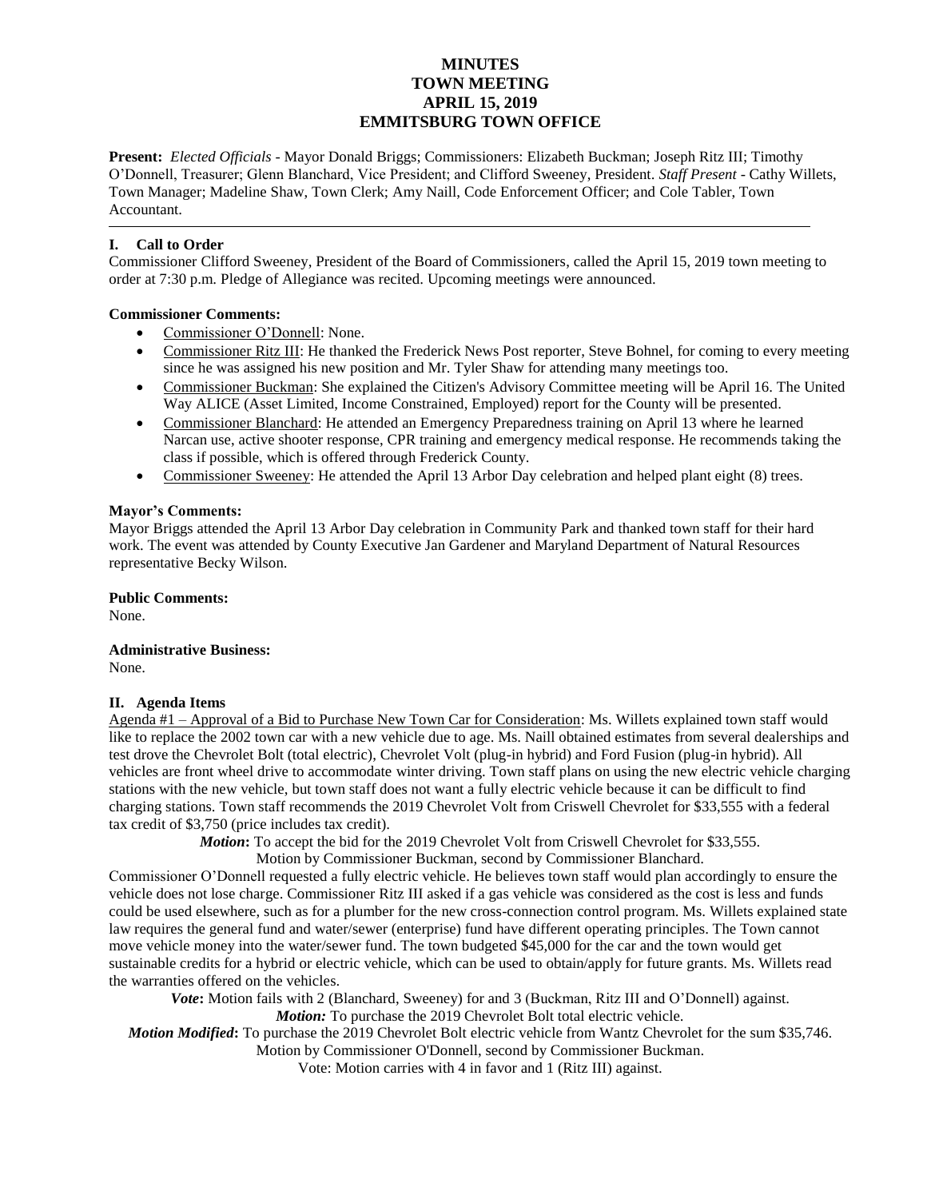# MINUTES
# TOWN MEETING
# APRIL 15, 2019
# EMMITSBURG TOWN OFFICE

**Present:** *Elected Officials* - Mayor Donald Briggs; Commissioners: Elizabeth Buckman; Joseph Ritz III; Timothy O'Donnell, Treasurer; Glenn Blanchard, Vice President; and Clifford Sweeney, President. *Staff Present* - Cathy Willets, Town Manager; Madeline Shaw, Town Clerk; Amy Naill, Code Enforcement Officer; and Cole Tabler, Town Accountant.

---

## I. Call to Order

Commissioner Clifford Sweeney, President of the Board of Commissioners, called the April 15, 2019 town meeting to order at 7:30 p.m. Pledge of Allegiance was recited. Upcoming meetings were announced.

**Commissioner Comments:**

- Commissioner O'Donnell: None.
- Commissioner Ritz III: He thanked the Frederick News Post reporter, Steve Bohnel, for coming to every meeting since he was assigned his new position and Mr. Tyler Shaw for attending many meetings too.
- Commissioner Buckman: She explained the Citizen's Advisory Committee meeting will be April 16. The United Way ALICE (Asset Limited, Income Constrained, Employed) report for the County will be presented.
- Commissioner Blanchard: He attended an Emergency Preparedness training on April 13 where he learned Narcan use, active shooter response, CPR training and emergency medical response. He recommends taking the class if possible, which is offered through Frederick County.
- Commissioner Sweeney: He attended the April 13 Arbor Day celebration and helped plant eight (8) trees.

**Mayor's Comments:**

Mayor Briggs attended the April 13 Arbor Day celebration in Community Park and thanked town staff for their hard work. The event was attended by County Executive Jan Gardener and Maryland Department of Natural Resources representative Becky Wilson.

**Public Comments:**

None.

**Administrative Business:**

None.

## II. Agenda Items

Agenda #1 – Approval of a Bid to Purchase New Town Car for Consideration: Ms. Willets explained town staff would like to replace the 2002 town car with a new vehicle due to age. Ms. Naill obtained estimates from several dealerships and test drove the Chevrolet Bolt (total electric), Chevrolet Volt (plug-in hybrid) and Ford Fusion (plug-in hybrid). All vehicles are front wheel drive to accommodate winter driving. Town staff plans on using the new electric vehicle charging stations with the new vehicle, but town staff does not want a fully electric vehicle because it can be difficult to find charging stations. Town staff recommends the 2019 Chevrolet Volt from Criswell Chevrolet for $33,555 with a federal tax credit of $3,750 (price includes tax credit).

*Motion***:** To accept the bid for the 2019 Chevrolet Volt from Criswell Chevrolet for $33,555.
Motion by Commissioner Buckman, second by Commissioner Blanchard.

Commissioner O'Donnell requested a fully electric vehicle. He believes town staff would plan accordingly to ensure the vehicle does not lose charge. Commissioner Ritz III asked if a gas vehicle was considered as the cost is less and funds could be used elsewhere, such as for a plumber for the new cross-connection control program. Ms. Willets explained state law requires the general fund and water/sewer (enterprise) fund have different operating principles. The Town cannot move vehicle money into the water/sewer fund. The town budgeted $45,000 for the car and the town would get sustainable credits for a hybrid or electric vehicle, which can be used to obtain/apply for future grants. Ms. Willets read the warranties offered on the vehicles.

*Vote***:** Motion fails with 2 (Blanchard, Sweeney) for and 3 (Buckman, Ritz III and O'Donnell) against.

*Motion:* To purchase the 2019 Chevrolet Bolt total electric vehicle.

*Motion Modified***:** To purchase the 2019 Chevrolet Bolt electric vehicle from Wantz Chevrolet for the sum $35,746.
Motion by Commissioner O'Donnell, second by Commissioner Buckman.
Vote: Motion carries with 4 in favor and 1 (Ritz III) against.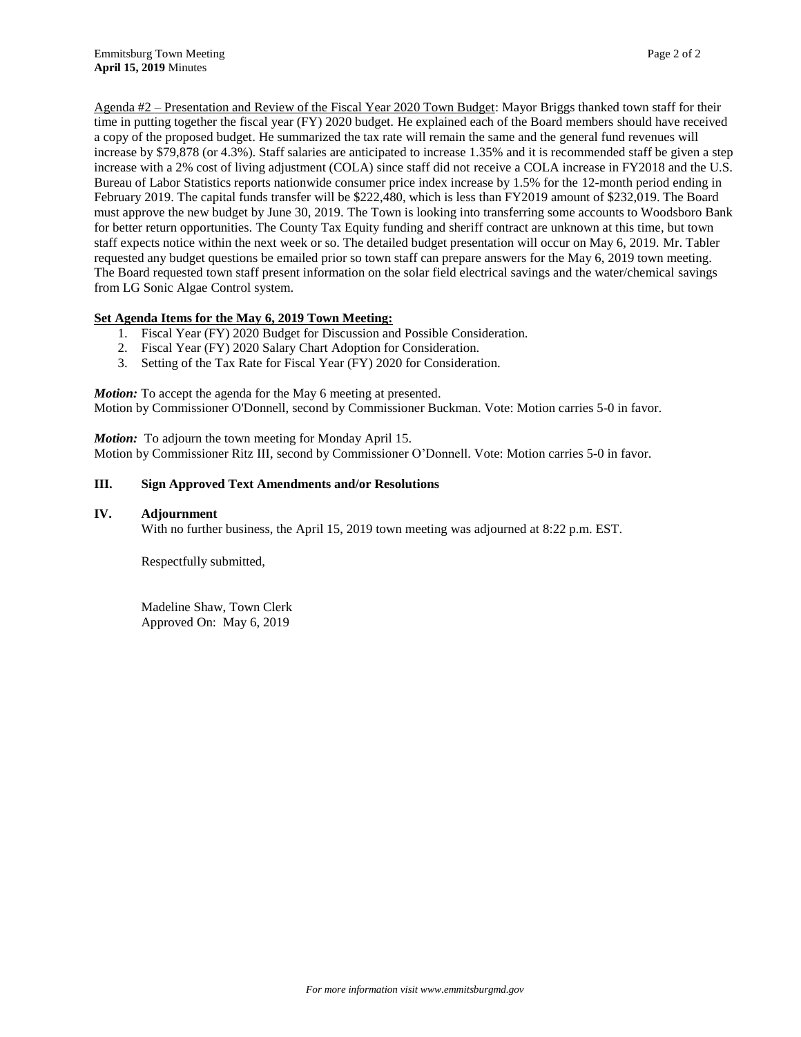Agenda #2 – Presentation and Review of the Fiscal Year 2020 Town Budget: Mayor Briggs thanked town staff for their time in putting together the fiscal year (FY) 2020 budget. He explained each of the Board members should have received a copy of the proposed budget. He summarized the tax rate will remain the same and the general fund revenues will increase by $79,878 (or 4.3%). Staff salaries are anticipated to increase 1.35% and it is recommended staff be given a step increase with a 2% cost of living adjustment (COLA) since staff did not receive a COLA increase in FY2018 and the U.S. Bureau of Labor Statistics reports nationwide consumer price index increase by 1.5% for the 12-month period ending in February 2019. The capital funds transfer will be $222,480, which is less than FY2019 amount of $232,019. The Board must approve the new budget by June 30, 2019. The Town is looking into transferring some accounts to Woodsboro Bank for better return opportunities. The County Tax Equity funding and sheriff contract are unknown at this time, but town staff expects notice within the next week or so. The detailed budget presentation will occur on May 6, 2019. Mr. Tabler requested any budget questions be emailed prior so town staff can prepare answers for the May 6, 2019 town meeting. The Board requested town staff present information on the solar field electrical savings and the water/chemical savings from LG Sonic Algae Control system.

**Set Agenda Items for the May 6, 2019 Town Meeting:**

1. Fiscal Year (FY) 2020 Budget for Discussion and Possible Consideration.
2. Fiscal Year (FY) 2020 Salary Chart Adoption for Consideration.
3. Setting of the Tax Rate for Fiscal Year (FY) 2020 for Consideration.

***Motion:*** To accept the agenda for the May 6 meeting at presented.
Motion by Commissioner O'Donnell, second by Commissioner Buckman. Vote: Motion carries 5-0 in favor.

***Motion:*** To adjourn the town meeting for Monday April 15.
Motion by Commissioner Ritz III, second by Commissioner O'Donnell. Vote: Motion carries 5-0 in favor.

## III. Sign Approved Text Amendments and/or Resolutions

## IV. Adjournment

With no further business, the April 15, 2019 town meeting was adjourned at 8:22 p.m. EST.

Respectfully submitted,

Madeline Shaw, Town Clerk
Approved On: May 6, 2019

*For more information visit www.emmitsburgmd.gov*